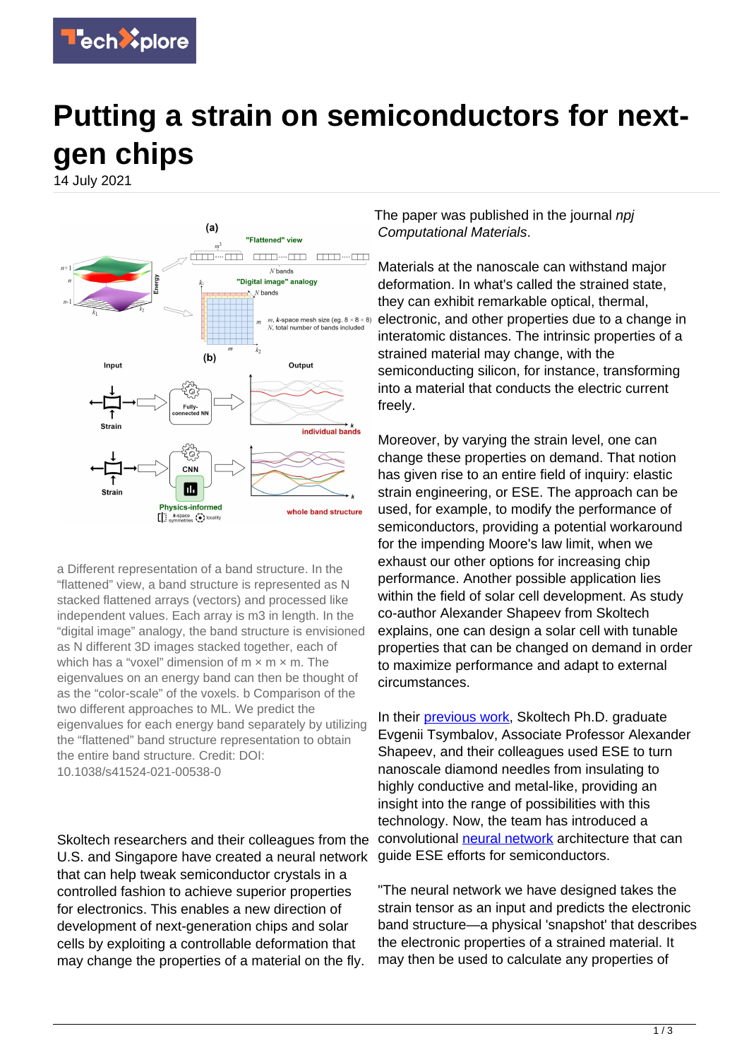# Putting a strain on semiconductors for next-gen chips

14 July 2021

a Different representation of a band structure. In the “flattened” view, a band structure is represented as N stacked flattened arrays (vectors) and processed like independent values. Each array is m3 in length. In the “digital image” analogy, the band structure is envisioned as N different 3D images stacked together, each of which has a “voxel” dimension of m × m × m. The eigenvalues on an energy band can then be thought of as the “color-scale” of the voxels. b Comparison of the two different approaches to ML. We predict the eigenvalues for each energy band separately by utilizing the “flattened” band structure representation to obtain the entire band structure. Credit: DOI: 10.1038/s41524-021-00538-0

Skoltech researchers and their colleagues from the U.S. and Singapore have created a neural network that can help tweak semiconductor crystals in a controlled fashion to achieve superior properties for electronics. This enables a new direction of development of next-generation chips and solar cells by exploiting a controllable deformation that may change the properties of a material on the fly.

The paper was published in the journal *npj Computational Materials*.

Materials at the nanoscale can withstand major deformation. In what's called the strained state, they can exhibit remarkable optical, thermal, electronic, and other properties due to a change in interatomic distances. The intrinsic properties of a strained material may change, with the semiconducting silicon, for instance, transforming into a material that conducts the electric current freely.

Moreover, by varying the strain level, one can change these properties on demand. That notion has given rise to an entire field of inquiry: elastic strain engineering, or ESE. The approach can be used, for example, to modify the performance of semiconductors, providing a potential workaround for the impending Moore's law limit, when we exhaust our other options for increasing chip performance. Another possible application lies within the field of solar cell development. As study co-author Alexander Shapeev from Skoltech explains, one can design a solar cell with tunable properties that can be changed on demand in order to maximize performance and adapt to external circumstances.

In their previous work, Skoltech Ph.D. graduate Evgenii Tsymbalov, Associate Professor Alexander Shapeev, and their colleagues used ESE to turn nanoscale diamond needles from insulating to highly conductive and metal-like, providing an insight into the range of possibilities with this technology. Now, the team has introduced a convolutional neural network architecture that can guide ESE efforts for semiconductors.

"The neural network we have designed takes the strain tensor as an input and predicts the electronic band structure—a physical 'snapshot' that describes the electronic properties of a strained material. It may then be used to calculate any properties of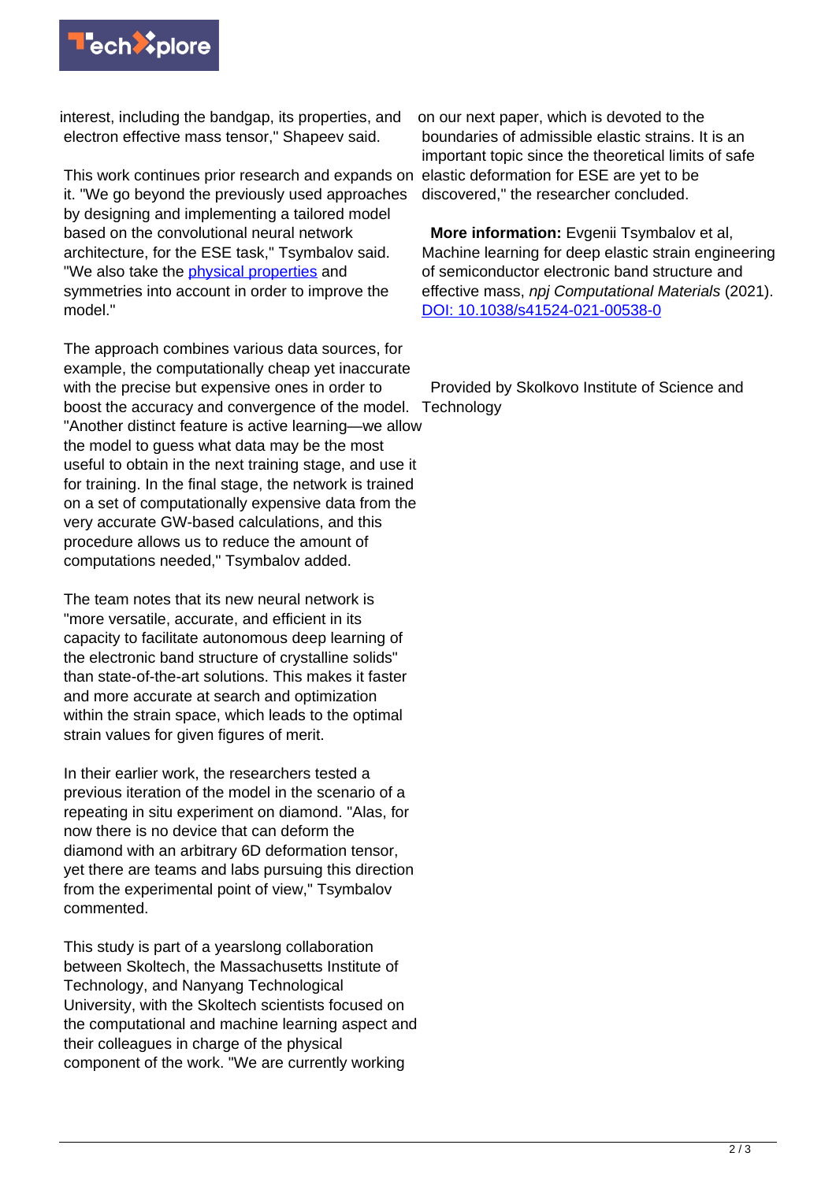interest, including the bandgap, its properties, and electron effective mass tensor," Shapeev said.

This work continues prior research and expands on it. "We go beyond the previously used approaches by designing and implementing a tailored model based on the convolutional neural network architecture, for the ESE task," Tsymbalov said. "We also take the physical properties and symmetries into account in order to improve the model."

The approach combines various data sources, for example, the computationally cheap yet inaccurate with the precise but expensive ones in order to boost the accuracy and convergence of the model. "Another distinct feature is active learning—we allow the model to guess what data may be the most useful to obtain in the next training stage, and use it for training. In the final stage, the network is trained on a set of computationally expensive data from the very accurate GW-based calculations, and this procedure allows us to reduce the amount of computations needed," Tsymbalov added.

The team notes that its new neural network is "more versatile, accurate, and efficient in its capacity to facilitate autonomous deep learning of the electronic band structure of crystalline solids" than state-of-the-art solutions. This makes it faster and more accurate at search and optimization within the strain space, which leads to the optimal strain values for given figures of merit.

In their earlier work, the researchers tested a previous iteration of the model in the scenario of a repeating in situ experiment on diamond. "Alas, for now there is no device that can deform the diamond with an arbitrary 6D deformation tensor, yet there are teams and labs pursuing this direction from the experimental point of view," Tsymbalov commented.

This study is part of a yearslong collaboration between Skoltech, the Massachusetts Institute of Technology, and Nanyang Technological University, with the Skoltech scientists focused on the computational and machine learning aspect and their colleagues in charge of the physical component of the work. "We are currently working on our next paper, which is devoted to the boundaries of admissible elastic strains. It is an important topic since the theoretical limits of safe elastic deformation for ESE are yet to be discovered," the researcher concluded.

**More information:** Evgenii Tsymbalov et al, Machine learning for deep elastic strain engineering of semiconductor electronic band structure and effective mass, *npj Computational Materials* (2021). DOI: 10.1038/s41524-021-00538-0

Provided by Skolkovo Institute of Science and Technology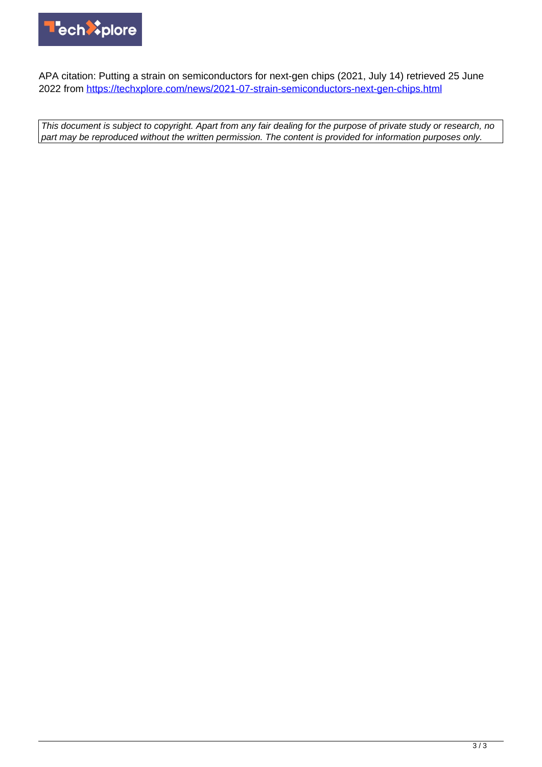APA citation: Putting a strain on semiconductors for next-gen chips (2021, July 14) retrieved 25 June 2022 from https://techxplore.com/news/2021-07-strain-semiconductors-next-gen-chips.html

*This document is subject to copyright. Apart from any fair dealing for the purpose of private study or research, no part may be reproduced without the written permission. The content is provided for information purposes only.*